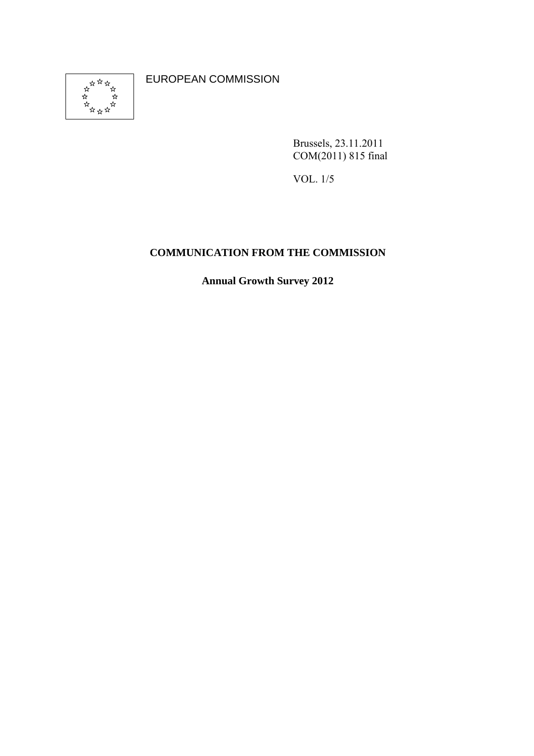EUROPEAN COMMISSION

Brussels, 23.11.2011
COM(2011) 815 final

VOL. 1/5

**COMMUNICATION FROM THE COMMISSION**

**Annual Growth Survey 2012**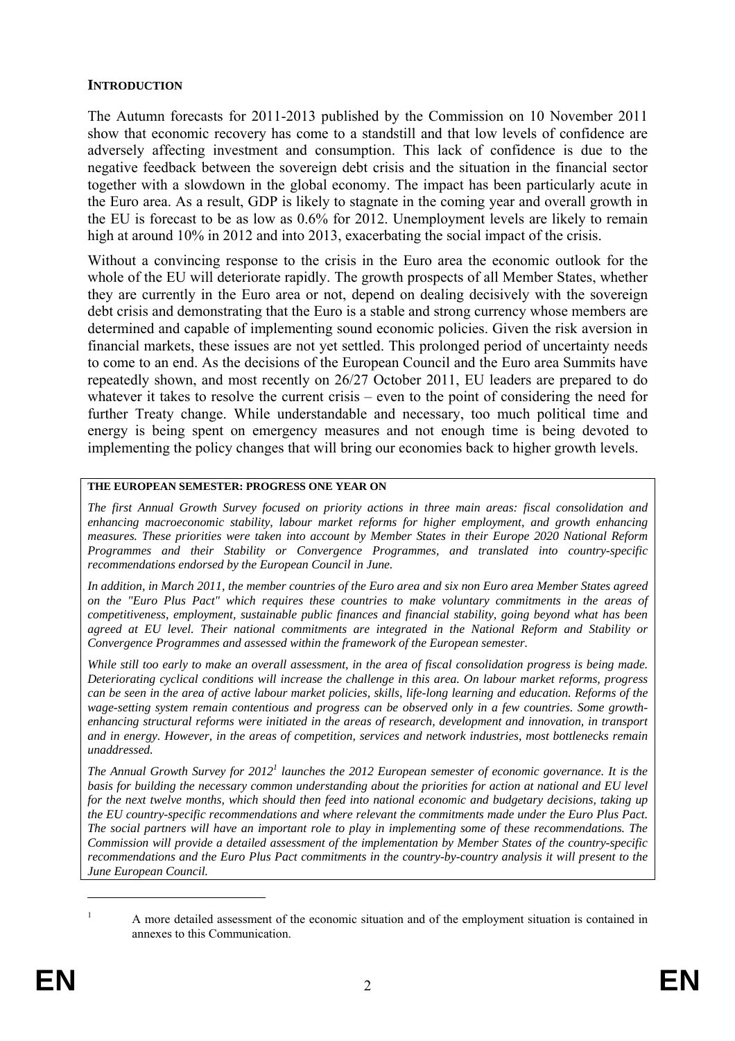## INTRODUCTION

The Autumn forecasts for 2011-2013 published by the Commission on 10 November 2011 show that economic recovery has come to a standstill and that low levels of confidence are adversely affecting investment and consumption. This lack of confidence is due to the negative feedback between the sovereign debt crisis and the situation in the financial sector together with a slowdown in the global economy. The impact has been particularly acute in the Euro area. As a result, GDP is likely to stagnate in the coming year and overall growth in the EU is forecast to be as low as 0.6% for 2012. Unemployment levels are likely to remain high at around 10% in 2012 and into 2013, exacerbating the social impact of the crisis.

Without a convincing response to the crisis in the Euro area the economic outlook for the whole of the EU will deteriorate rapidly. The growth prospects of all Member States, whether they are currently in the Euro area or not, depend on dealing decisively with the sovereign debt crisis and demonstrating that the Euro is a stable and strong currency whose members are determined and capable of implementing sound economic policies. Given the risk aversion in financial markets, these issues are not yet settled. This prolonged period of uncertainty needs to come to an end. As the decisions of the European Council and the Euro area Summits have repeatedly shown, and most recently on 26/27 October 2011, EU leaders are prepared to do whatever it takes to resolve the current crisis – even to the point of considering the need for further Treaty change. While understandable and necessary, too much political time and energy is being spent on emergency measures and not enough time is being devoted to implementing the policy changes that will bring our economies back to higher growth levels.

**THE EUROPEAN SEMESTER: PROGRESS ONE YEAR ON**

*The first Annual Growth Survey focused on priority actions in three main areas: fiscal consolidation and enhancing macroeconomic stability, labour market reforms for higher employment, and growth enhancing measures. These priorities were taken into account by Member States in their Europe 2020 National Reform Programmes and their Stability or Convergence Programmes, and translated into country-specific recommendations endorsed by the European Council in June.*

*In addition, in March 2011, the member countries of the Euro area and six non Euro area Member States agreed on the "Euro Plus Pact" which requires these countries to make voluntary commitments in the areas of competitiveness, employment, sustainable public finances and financial stability, going beyond what has been agreed at EU level. Their national commitments are integrated in the National Reform and Stability or Convergence Programmes and assessed within the framework of the European semester.*

*While still too early to make an overall assessment, in the area of fiscal consolidation progress is being made. Deteriorating cyclical conditions will increase the challenge in this area. On labour market reforms, progress can be seen in the area of active labour market policies, skills, life-long learning and education. Reforms of the wage-setting system remain contentious and progress can be observed only in a few countries. Some growth-enhancing structural reforms were initiated in the areas of research, development and innovation, in transport and in energy. However, in the areas of competition, services and network industries, most bottlenecks remain unaddressed.*

*The Annual Growth Survey for 2012[1] launches the 2012 European semester of economic governance. It is the basis for building the necessary common understanding about the priorities for action at national and EU level for the next twelve months, which should then feed into national economic and budgetary decisions, taking up the EU country-specific recommendations and where relevant the commitments made under the Euro Plus Pact. The social partners will have an important role to play in implementing some of these recommendations. The Commission will provide a detailed assessment of the implementation by Member States of the country-specific recommendations and the Euro Plus Pact commitments in the country-by-country analysis it will present to the June European Council.*

[1] A more detailed assessment of the economic situation and of the employment situation is contained in annexes to this Communication.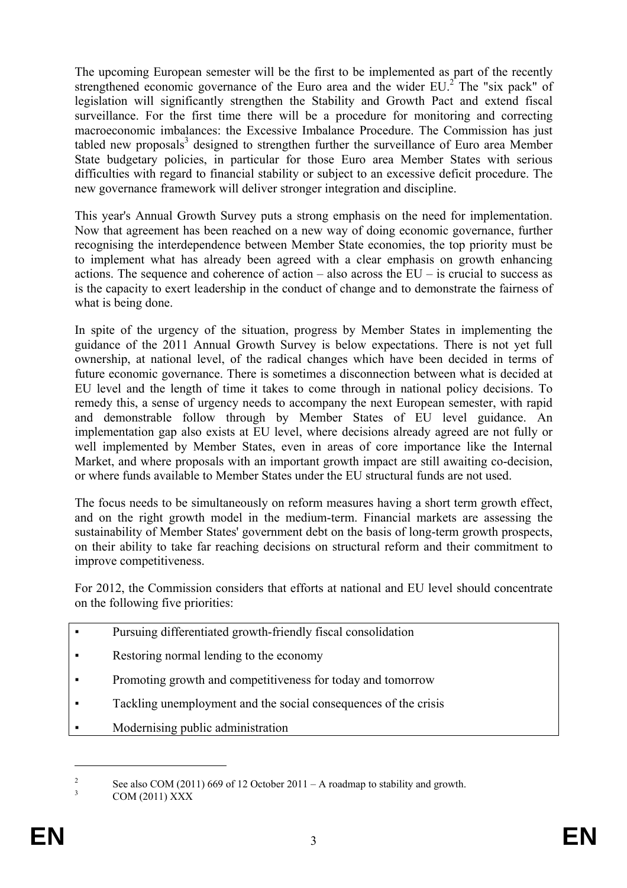The upcoming European semester will be the first to be implemented as part of the recently strengthened economic governance of the Euro area and the wider EU.[2] The "six pack" of legislation will significantly strengthen the Stability and Growth Pact and extend fiscal surveillance. For the first time there will be a procedure for monitoring and correcting macroeconomic imbalances: the Excessive Imbalance Procedure. The Commission has just tabled new proposals[3] designed to strengthen further the surveillance of Euro area Member State budgetary policies, in particular for those Euro area Member States with serious difficulties with regard to financial stability or subject to an excessive deficit procedure. The new governance framework will deliver stronger integration and discipline.

This year's Annual Growth Survey puts a strong emphasis on the need for implementation. Now that agreement has been reached on a new way of doing economic governance, further recognising the interdependence between Member State economies, the top priority must be to implement what has already been agreed with a clear emphasis on growth enhancing actions. The sequence and coherence of action – also across the EU – is crucial to success as is the capacity to exert leadership in the conduct of change and to demonstrate the fairness of what is being done.

In spite of the urgency of the situation, progress by Member States in implementing the guidance of the 2011 Annual Growth Survey is below expectations. There is not yet full ownership, at national level, of the radical changes which have been decided in terms of future economic governance. There is sometimes a disconnection between what is decided at EU level and the length of time it takes to come through in national policy decisions. To remedy this, a sense of urgency needs to accompany the next European semester, with rapid and demonstrable follow through by Member States of EU level guidance. An implementation gap also exists at EU level, where decisions already agreed are not fully or well implemented by Member States, even in areas of core importance like the Internal Market, and where proposals with an important growth impact are still awaiting co-decision, or where funds available to Member States under the EU structural funds are not used.

The focus needs to be simultaneously on reform measures having a short term growth effect, and on the right growth model in the medium-term. Financial markets are assessing the sustainability of Member States' government debt on the basis of long-term growth prospects, on their ability to take far reaching decisions on structural reform and their commitment to improve competitiveness.

For 2012, the Commission considers that efforts at national and EU level should concentrate on the following five priorities:

- Pursuing differentiated growth-friendly fiscal consolidation
- Restoring normal lending to the economy
- Promoting growth and competitiveness for today and tomorrow
- Tackling unemployment and the social consequences of the crisis
- Modernising public administration

[2] See also COM (2011) 669 of 12 October 2011 – A roadmap to stability and growth.

[3] COM (2011) XXX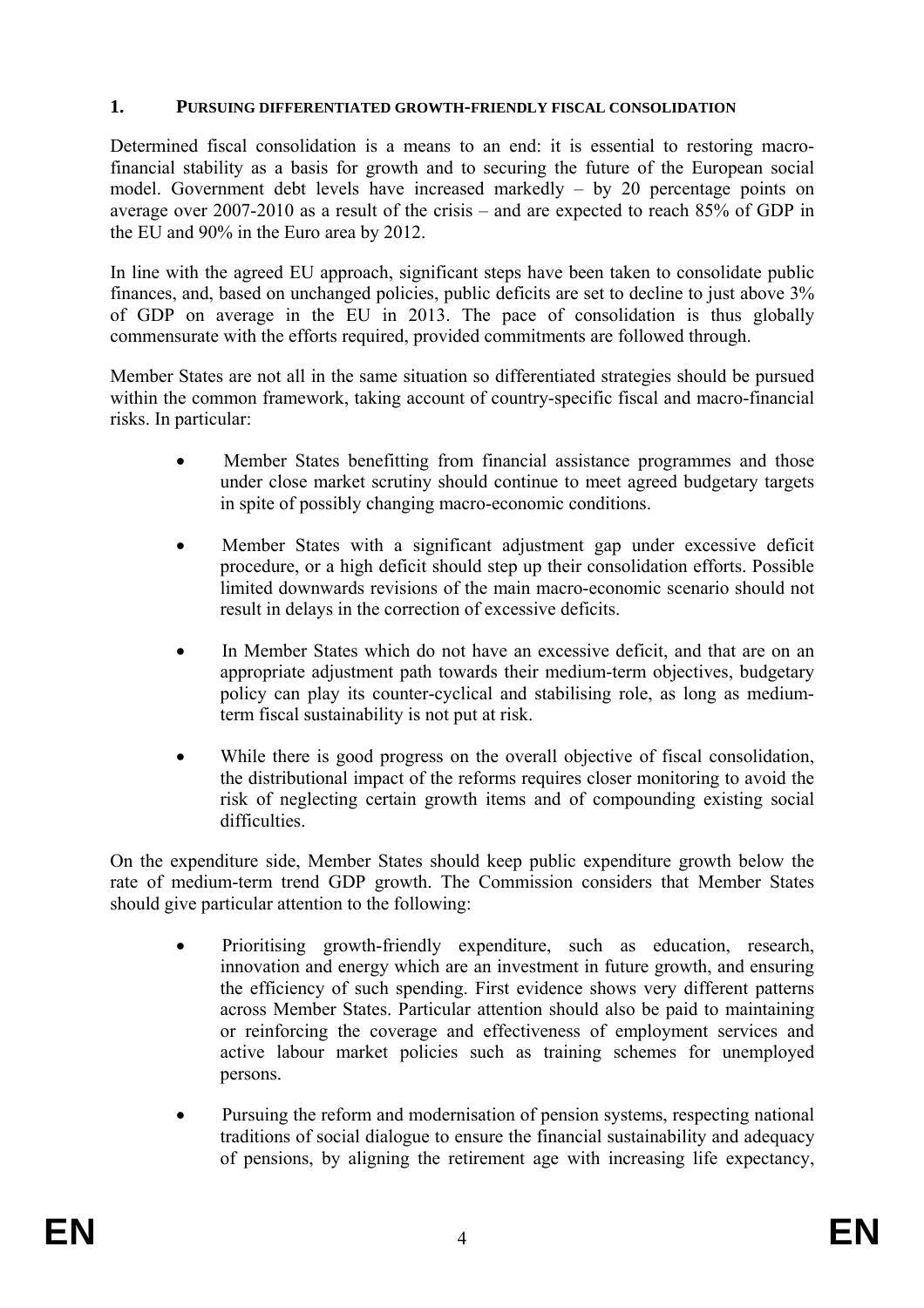## 1. PURSUING DIFFERENTIATED GROWTH-FRIENDLY FISCAL CONSOLIDATION

Determined fiscal consolidation is a means to an end: it is essential to restoring macro-financial stability as a basis for growth and to securing the future of the European social model. Government debt levels have increased markedly – by 20 percentage points on average over 2007-2010 as a result of the crisis – and are expected to reach 85% of GDP in the EU and 90% in the Euro area by 2012.

In line with the agreed EU approach, significant steps have been taken to consolidate public finances, and, based on unchanged policies, public deficits are set to decline to just above 3% of GDP on average in the EU in 2013. The pace of consolidation is thus globally commensurate with the efforts required, provided commitments are followed through.

Member States are not all in the same situation so differentiated strategies should be pursued within the common framework, taking account of country-specific fiscal and macro-financial risks. In particular:

- Member States benefitting from financial assistance programmes and those under close market scrutiny should continue to meet agreed budgetary targets in spite of possibly changing macro-economic conditions.
- Member States with a significant adjustment gap under excessive deficit procedure, or a high deficit should step up their consolidation efforts. Possible limited downwards revisions of the main macro-economic scenario should not result in delays in the correction of excessive deficits.
- In Member States which do not have an excessive deficit, and that are on an appropriate adjustment path towards their medium-term objectives, budgetary policy can play its counter-cyclical and stabilising role, as long as medium-term fiscal sustainability is not put at risk.
- While there is good progress on the overall objective of fiscal consolidation, the distributional impact of the reforms requires closer monitoring to avoid the risk of neglecting certain growth items and of compounding existing social difficulties.

On the expenditure side, Member States should keep public expenditure growth below the rate of medium-term trend GDP growth. The Commission considers that Member States should give particular attention to the following:

- Prioritising growth-friendly expenditure, such as education, research, innovation and energy which are an investment in future growth, and ensuring the efficiency of such spending. First evidence shows very different patterns across Member States. Particular attention should also be paid to maintaining or reinforcing the coverage and effectiveness of employment services and active labour market policies such as training schemes for unemployed persons.
- Pursuing the reform and modernisation of pension systems, respecting national traditions of social dialogue to ensure the financial sustainability and adequacy of pensions, by aligning the retirement age with increasing life expectancy,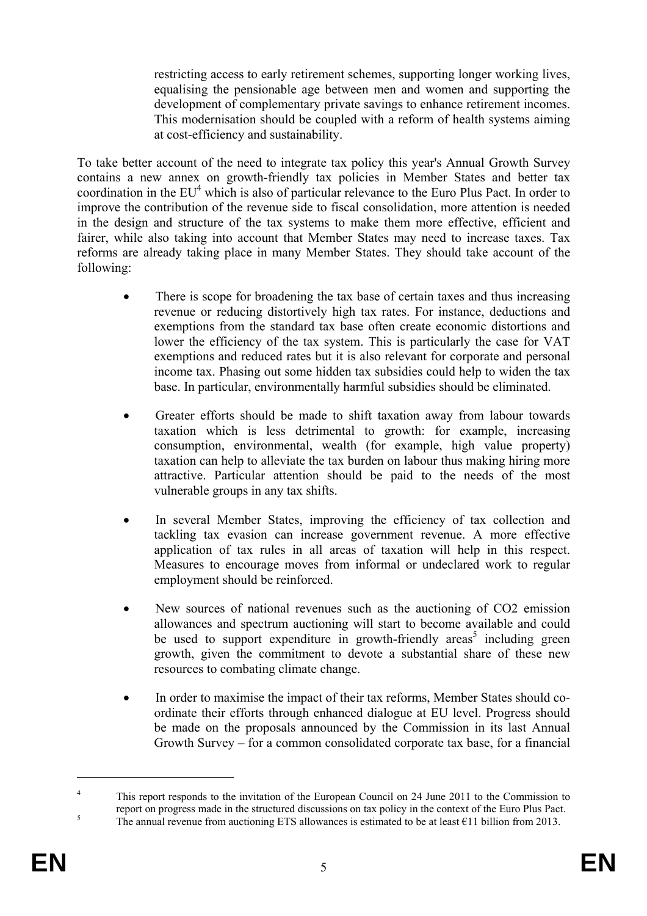restricting access to early retirement schemes, supporting longer working lives, equalising the pensionable age between men and women and supporting the development of complementary private savings to enhance retirement incomes. This modernisation should be coupled with a reform of health systems aiming at cost-efficiency and sustainability.

To take better account of the need to integrate tax policy this year's Annual Growth Survey contains a new annex on growth-friendly tax policies in Member States and better tax coordination in the EU[4] which is also of particular relevance to the Euro Plus Pact. In order to improve the contribution of the revenue side to fiscal consolidation, more attention is needed in the design and structure of the tax systems to make them more effective, efficient and fairer, while also taking into account that Member States may need to increase taxes. Tax reforms are already taking place in many Member States. They should take account of the following:

- There is scope for broadening the tax base of certain taxes and thus increasing revenue or reducing distortively high tax rates. For instance, deductions and exemptions from the standard tax base often create economic distortions and lower the efficiency of the tax system. This is particularly the case for VAT exemptions and reduced rates but it is also relevant for corporate and personal income tax. Phasing out some hidden tax subsidies could help to widen the tax base. In particular, environmentally harmful subsidies should be eliminated.

- Greater efforts should be made to shift taxation away from labour towards taxation which is less detrimental to growth: for example, increasing consumption, environmental, wealth (for example, high value property) taxation can help to alleviate the tax burden on labour thus making hiring more attractive. Particular attention should be paid to the needs of the most vulnerable groups in any tax shifts.

- In several Member States, improving the efficiency of tax collection and tackling tax evasion can increase government revenue. A more effective application of tax rules in all areas of taxation will help in this respect. Measures to encourage moves from informal or undeclared work to regular employment should be reinforced.

- New sources of national revenues such as the auctioning of CO2 emission allowances and spectrum auctioning will start to become available and could be used to support expenditure in growth-friendly areas[5] including green growth, given the commitment to devote a substantial share of these new resources to combating climate change.

- In order to maximise the impact of their tax reforms, Member States should co-ordinate their efforts through enhanced dialogue at EU level. Progress should be made on the proposals announced by the Commission in its last Annual Growth Survey – for a common consolidated corporate tax base, for a financial

---

[4] This report responds to the invitation of the European Council on 24 June 2011 to the Commission to report on progress made in the structured discussions on tax policy in the context of the Euro Plus Pact.

[5] The annual revenue from auctioning ETS allowances is estimated to be at least €11 billion from 2013.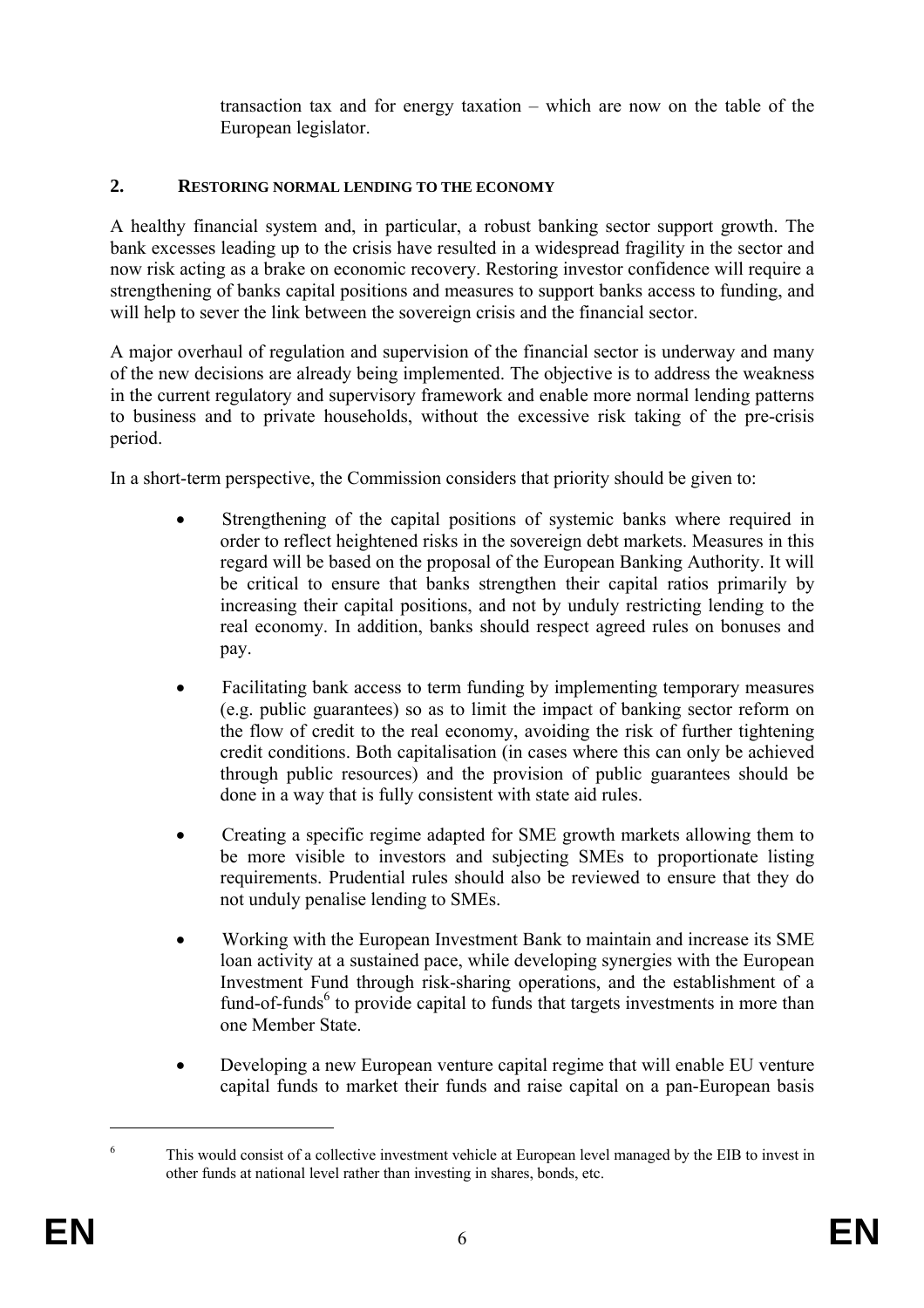transaction tax and for energy taxation – which are now on the table of the European legislator.

## 2. RESTORING NORMAL LENDING TO THE ECONOMY

A healthy financial system and, in particular, a robust banking sector support growth. The bank excesses leading up to the crisis have resulted in a widespread fragility in the sector and now risk acting as a brake on economic recovery. Restoring investor confidence will require a strengthening of banks capital positions and measures to support banks access to funding, and will help to sever the link between the sovereign crisis and the financial sector.

A major overhaul of regulation and supervision of the financial sector is underway and many of the new decisions are already being implemented. The objective is to address the weakness in the current regulatory and supervisory framework and enable more normal lending patterns to business and to private households, without the excessive risk taking of the pre-crisis period.

In a short-term perspective, the Commission considers that priority should be given to:

- Strengthening of the capital positions of systemic banks where required in order to reflect heightened risks in the sovereign debt markets. Measures in this regard will be based on the proposal of the European Banking Authority. It will be critical to ensure that banks strengthen their capital ratios primarily by increasing their capital positions, and not by unduly restricting lending to the real economy. In addition, banks should respect agreed rules on bonuses and pay.

- Facilitating bank access to term funding by implementing temporary measures (e.g. public guarantees) so as to limit the impact of banking sector reform on the flow of credit to the real economy, avoiding the risk of further tightening credit conditions. Both capitalisation (in cases where this can only be achieved through public resources) and the provision of public guarantees should be done in a way that is fully consistent with state aid rules.

- Creating a specific regime adapted for SME growth markets allowing them to be more visible to investors and subjecting SMEs to proportionate listing requirements. Prudential rules should also be reviewed to ensure that they do not unduly penalise lending to SMEs.

- Working with the European Investment Bank to maintain and increase its SME loan activity at a sustained pace, while developing synergies with the European Investment Fund through risk-sharing operations, and the establishment of a fund-of-funds[6] to provide capital to funds that targets investments in more than one Member State.

- Developing a new European venture capital regime that will enable EU venture capital funds to market their funds and raise capital on a pan-European basis

[6] This would consist of a collective investment vehicle at European level managed by the EIB to invest in other funds at national level rather than investing in shares, bonds, etc.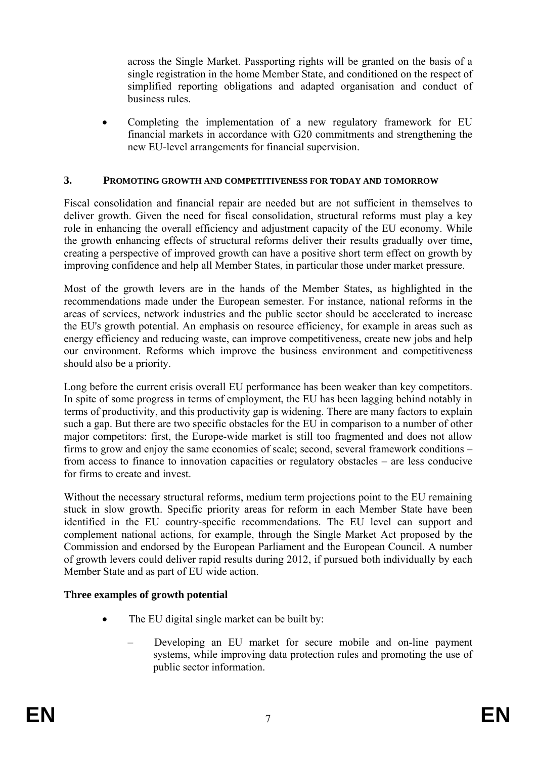across the Single Market. Passporting rights will be granted on the basis of a single registration in the home Member State, and conditioned on the respect of simplified reporting obligations and adapted organisation and conduct of business rules.

- Completing the implementation of a new regulatory framework for EU financial markets in accordance with G20 commitments and strengthening the new EU-level arrangements for financial supervision.

## 3. PROMOTING GROWTH AND COMPETITIVENESS FOR TODAY AND TOMORROW

Fiscal consolidation and financial repair are needed but are not sufficient in themselves to deliver growth. Given the need for fiscal consolidation, structural reforms must play a key role in enhancing the overall efficiency and adjustment capacity of the EU economy. While the growth enhancing effects of structural reforms deliver their results gradually over time, creating a perspective of improved growth can have a positive short term effect on growth by improving confidence and help all Member States, in particular those under market pressure.

Most of the growth levers are in the hands of the Member States, as highlighted in the recommendations made under the European semester. For instance, national reforms in the areas of services, network industries and the public sector should be accelerated to increase the EU's growth potential. An emphasis on resource efficiency, for example in areas such as energy efficiency and reducing waste, can improve competitiveness, create new jobs and help our environment. Reforms which improve the business environment and competitiveness should also be a priority.

Long before the current crisis overall EU performance has been weaker than key competitors. In spite of some progress in terms of employment, the EU has been lagging behind notably in terms of productivity, and this productivity gap is widening. There are many factors to explain such a gap. But there are two specific obstacles for the EU in comparison to a number of other major competitors: first, the Europe-wide market is still too fragmented and does not allow firms to grow and enjoy the same economies of scale; second, several framework conditions – from access to finance to innovation capacities or regulatory obstacles – are less conducive for firms to create and invest.

Without the necessary structural reforms, medium term projections point to the EU remaining stuck in slow growth. Specific priority areas for reform in each Member State have been identified in the EU country-specific recommendations. The EU level can support and complement national actions, for example, through the Single Market Act proposed by the Commission and endorsed by the European Parliament and the European Council. A number of growth levers could deliver rapid results during 2012, if pursued both individually by each Member State and as part of EU wide action.

**Three examples of growth potential**

- The EU digital single market can be built by:
  - Developing an EU market for secure mobile and on-line payment systems, while improving data protection rules and promoting the use of public sector information.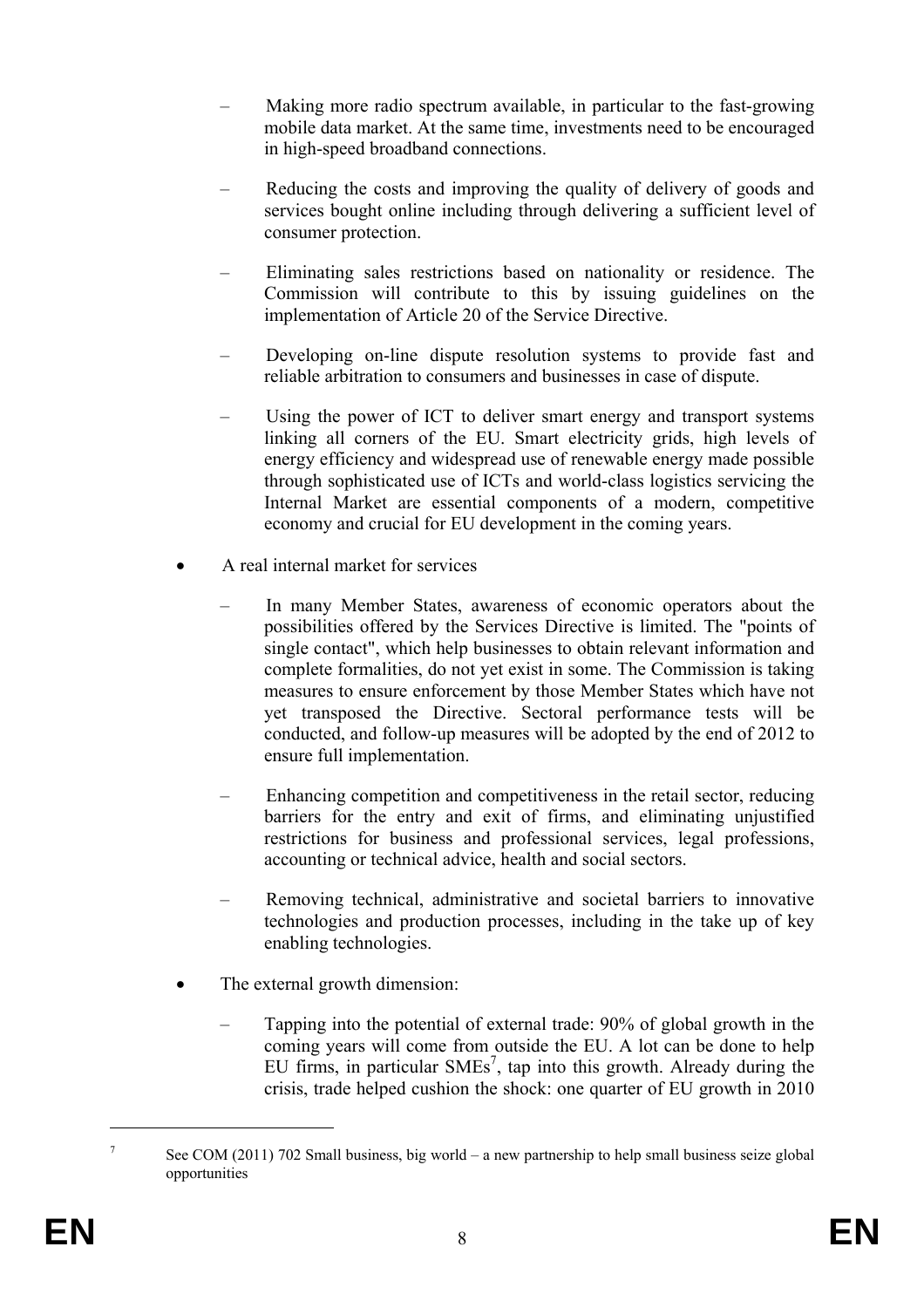- Making more radio spectrum available, in particular to the fast-growing mobile data market. At the same time, investments need to be encouraged in high-speed broadband connections.
  - Reducing the costs and improving the quality of delivery of goods and services bought online including through delivering a sufficient level of consumer protection.
  - Eliminating sales restrictions based on nationality or residence. The Commission will contribute to this by issuing guidelines on the implementation of Article 20 of the Service Directive.
  - Developing on-line dispute resolution systems to provide fast and reliable arbitration to consumers and businesses in case of dispute.
  - Using the power of ICT to deliver smart energy and transport systems linking all corners of the EU. Smart electricity grids, high levels of energy efficiency and widespread use of renewable energy made possible through sophisticated use of ICTs and world-class logistics servicing the Internal Market are essential components of a modern, competitive economy and crucial for EU development in the coming years.

- A real internal market for services
  - In many Member States, awareness of economic operators about the possibilities offered by the Services Directive is limited. The "points of single contact", which help businesses to obtain relevant information and complete formalities, do not yet exist in some. The Commission is taking measures to ensure enforcement by those Member States which have not yet transposed the Directive. Sectoral performance tests will be conducted, and follow-up measures will be adopted by the end of 2012 to ensure full implementation.
  - Enhancing competition and competitiveness in the retail sector, reducing barriers for the entry and exit of firms, and eliminating unjustified restrictions for business and professional services, legal professions, accounting or technical advice, health and social sectors.
  - Removing technical, administrative and societal barriers to innovative technologies and production processes, including in the take up of key enabling technologies.

- The external growth dimension:
  - Tapping into the potential of external trade: 90% of global growth in the coming years will come from outside the EU. A lot can be done to help EU firms, in particular SMEs[7], tap into this growth. Already during the crisis, trade helped cushion the shock: one quarter of EU growth in 2010

---

[7] See COM (2011) 702 Small business, big world – a new partnership to help small business seize global opportunities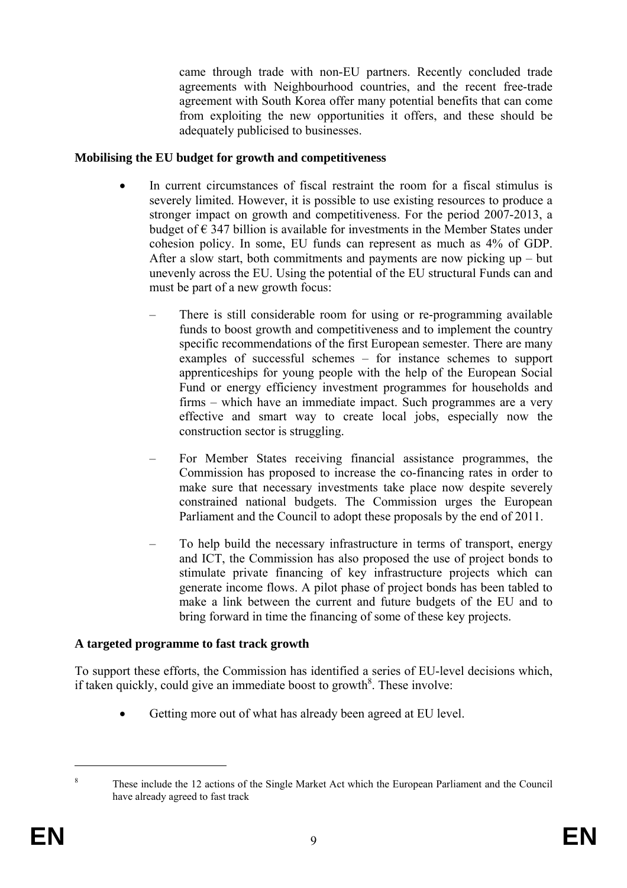came through trade with non-EU partners. Recently concluded trade agreements with Neighbourhood countries, and the recent free-trade agreement with South Korea offer many potential benefits that can come from exploiting the new opportunities it offers, and these should be adequately publicised to businesses.

**Mobilising the EU budget for growth and competitiveness**

- In current circumstances of fiscal restraint the room for a fiscal stimulus is severely limited. However, it is possible to use existing resources to produce a stronger impact on growth and competitiveness. For the period 2007-2013, a budget of € 347 billion is available for investments in the Member States under cohesion policy. In some, EU funds can represent as much as 4% of GDP. After a slow start, both commitments and payments are now picking up – but unevenly across the EU. Using the potential of the EU structural Funds can and must be part of a new growth focus:

  – There is still considerable room for using or re-programming available funds to boost growth and competitiveness and to implement the country specific recommendations of the first European semester. There are many examples of successful schemes – for instance schemes to support apprenticeships for young people with the help of the European Social Fund or energy efficiency investment programmes for households and firms – which have an immediate impact. Such programmes are a very effective and smart way to create local jobs, especially now the construction sector is struggling.

  – For Member States receiving financial assistance programmes, the Commission has proposed to increase the co-financing rates in order to make sure that necessary investments take place now despite severely constrained national budgets. The Commission urges the European Parliament and the Council to adopt these proposals by the end of 2011.

  – To help build the necessary infrastructure in terms of transport, energy and ICT, the Commission has also proposed the use of project bonds to stimulate private financing of key infrastructure projects which can generate income flows. A pilot phase of project bonds has been tabled to make a link between the current and future budgets of the EU and to bring forward in time the financing of some of these key projects.

**A targeted programme to fast track growth**

To support these efforts, the Commission has identified a series of EU-level decisions which, if taken quickly, could give an immediate boost to growth[8]. These involve:

- Getting more out of what has already been agreed at EU level.

---

[8] These include the 12 actions of the Single Market Act which the European Parliament and the Council have already agreed to fast track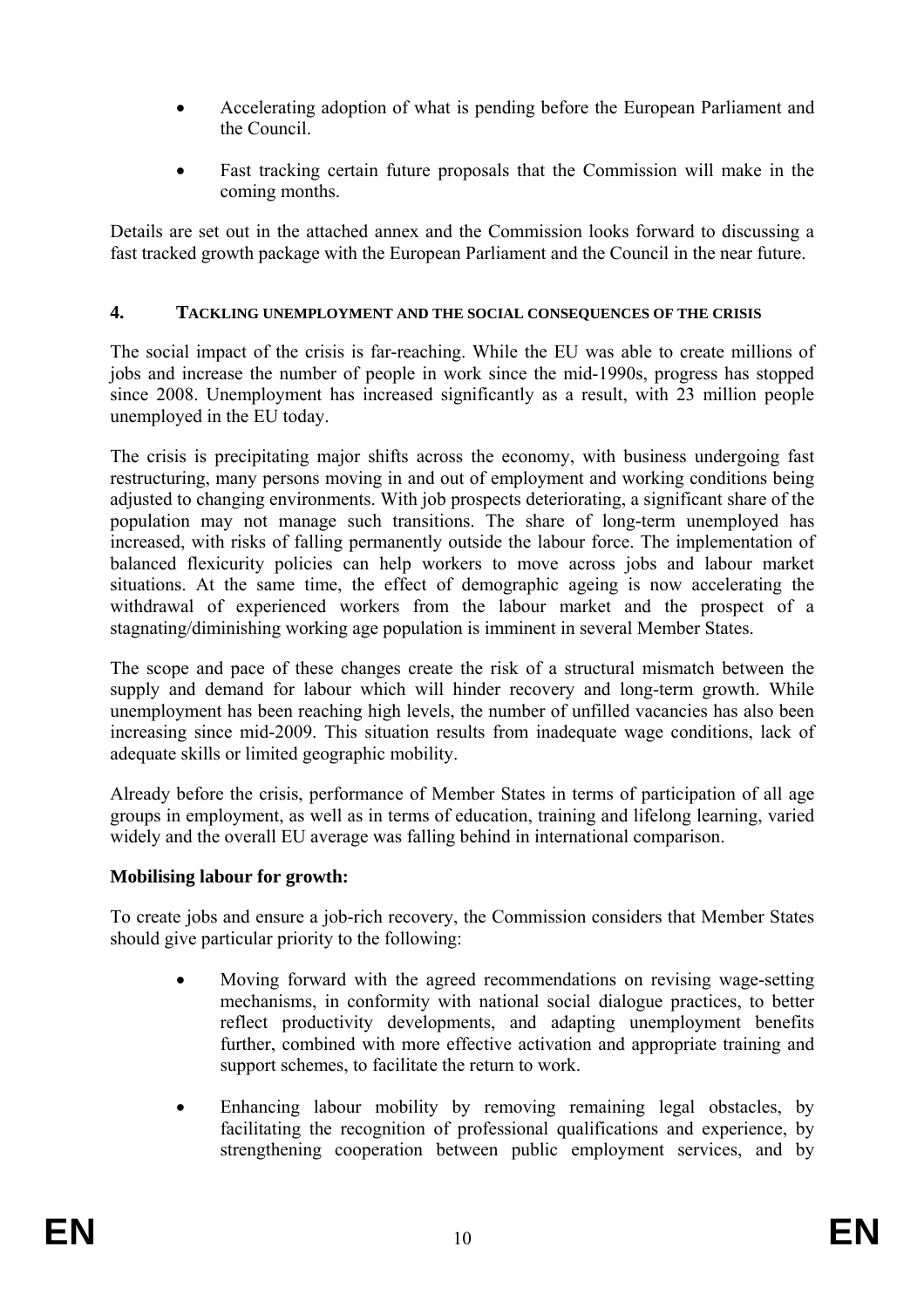- Accelerating adoption of what is pending before the European Parliament and the Council.
- Fast tracking certain future proposals that the Commission will make in the coming months.

Details are set out in the attached annex and the Commission looks forward to discussing a fast tracked growth package with the European Parliament and the Council in the near future.

## 4. TACKLING UNEMPLOYMENT AND THE SOCIAL CONSEQUENCES OF THE CRISIS

The social impact of the crisis is far-reaching. While the EU was able to create millions of jobs and increase the number of people in work since the mid-1990s, progress has stopped since 2008. Unemployment has increased significantly as a result, with 23 million people unemployed in the EU today.

The crisis is precipitating major shifts across the economy, with business undergoing fast restructuring, many persons moving in and out of employment and working conditions being adjusted to changing environments. With job prospects deteriorating, a significant share of the population may not manage such transitions. The share of long-term unemployed has increased, with risks of falling permanently outside the labour force. The implementation of balanced flexicurity policies can help workers to move across jobs and labour market situations. At the same time, the effect of demographic ageing is now accelerating the withdrawal of experienced workers from the labour market and the prospect of a stagnating/diminishing working age population is imminent in several Member States.

The scope and pace of these changes create the risk of a structural mismatch between the supply and demand for labour which will hinder recovery and long-term growth. While unemployment has been reaching high levels, the number of unfilled vacancies has also been increasing since mid-2009. This situation results from inadequate wage conditions, lack of adequate skills or limited geographic mobility.

Already before the crisis, performance of Member States in terms of participation of all age groups in employment, as well as in terms of education, training and lifelong learning, varied widely and the overall EU average was falling behind in international comparison.

**Mobilising labour for growth:**

To create jobs and ensure a job-rich recovery, the Commission considers that Member States should give particular priority to the following:

- Moving forward with the agreed recommendations on revising wage-setting mechanisms, in conformity with national social dialogue practices, to better reflect productivity developments, and adapting unemployment benefits further, combined with more effective activation and appropriate training and support schemes, to facilitate the return to work.
- Enhancing labour mobility by removing remaining legal obstacles, by facilitating the recognition of professional qualifications and experience, by strengthening cooperation between public employment services, and by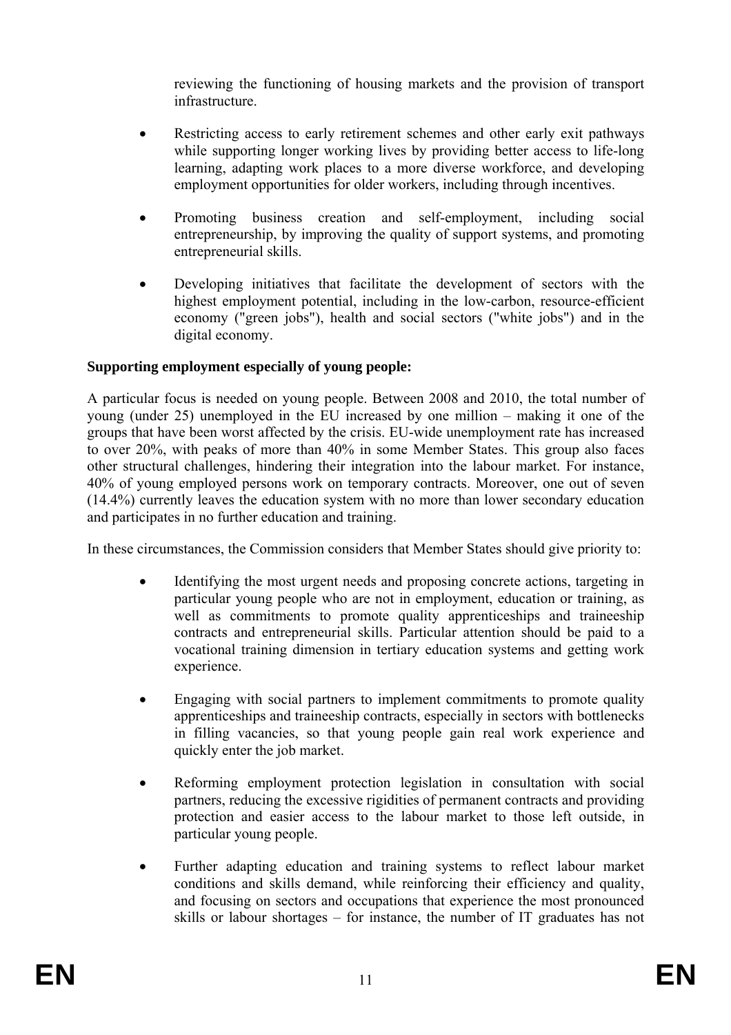reviewing the functioning of housing markets and the provision of transport infrastructure.

- Restricting access to early retirement schemes and other early exit pathways while supporting longer working lives by providing better access to life-long learning, adapting work places to a more diverse workforce, and developing employment opportunities for older workers, including through incentives.

- Promoting business creation and self-employment, including social entrepreneurship, by improving the quality of support systems, and promoting entrepreneurial skills.

- Developing initiatives that facilitate the development of sectors with the highest employment potential, including in the low-carbon, resource-efficient economy ("green jobs"), health and social sectors ("white jobs") and in the digital economy.

**Supporting employment especially of young people:**

A particular focus is needed on young people. Between 2008 and 2010, the total number of young (under 25) unemployed in the EU increased by one million – making it one of the groups that have been worst affected by the crisis. EU-wide unemployment rate has increased to over 20%, with peaks of more than 40% in some Member States. This group also faces other structural challenges, hindering their integration into the labour market. For instance, 40% of young employed persons work on temporary contracts. Moreover, one out of seven (14.4%) currently leaves the education system with no more than lower secondary education and participates in no further education and training.

In these circumstances, the Commission considers that Member States should give priority to:

- Identifying the most urgent needs and proposing concrete actions, targeting in particular young people who are not in employment, education or training, as well as commitments to promote quality apprenticeships and traineeship contracts and entrepreneurial skills. Particular attention should be paid to a vocational training dimension in tertiary education systems and getting work experience.

- Engaging with social partners to implement commitments to promote quality apprenticeships and traineeship contracts, especially in sectors with bottlenecks in filling vacancies, so that young people gain real work experience and quickly enter the job market.

- Reforming employment protection legislation in consultation with social partners, reducing the excessive rigidities of permanent contracts and providing protection and easier access to the labour market to those left outside, in particular young people.

- Further adapting education and training systems to reflect labour market conditions and skills demand, while reinforcing their efficiency and quality, and focusing on sectors and occupations that experience the most pronounced skills or labour shortages – for instance, the number of IT graduates has not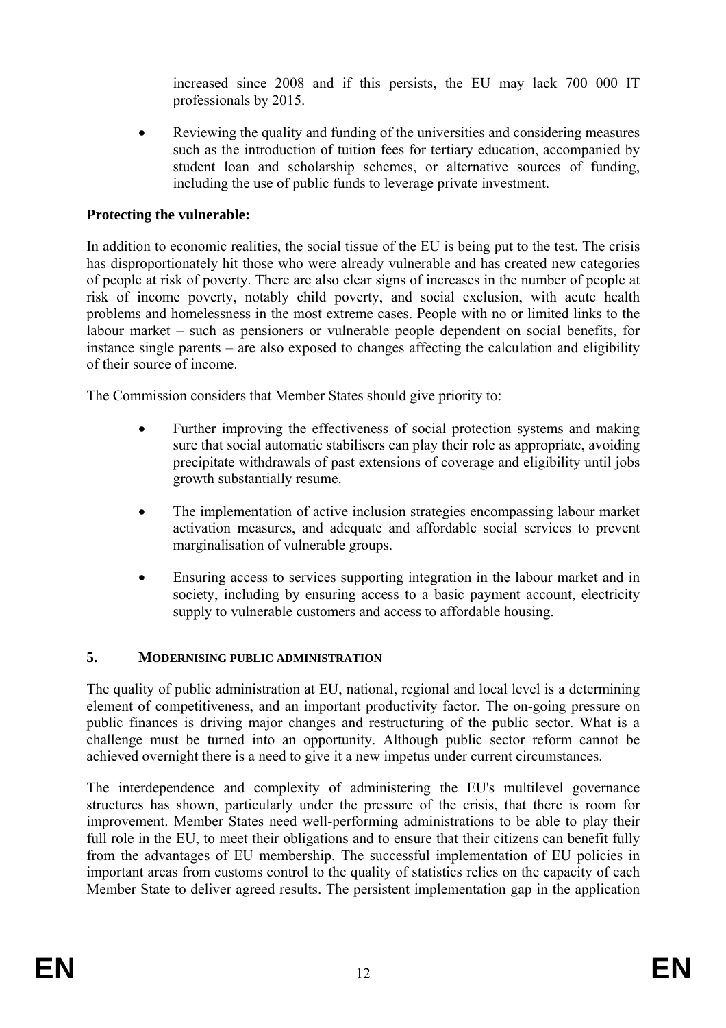increased since 2008 and if this persists, the EU may lack 700 000 IT professionals by 2015.

- Reviewing the quality and funding of the universities and considering measures such as the introduction of tuition fees for tertiary education, accompanied by student loan and scholarship schemes, or alternative sources of funding, including the use of public funds to leverage private investment.

**Protecting the vulnerable:**

In addition to economic realities, the social tissue of the EU is being put to the test. The crisis has disproportionately hit those who were already vulnerable and has created new categories of people at risk of poverty. There are also clear signs of increases in the number of people at risk of income poverty, notably child poverty, and social exclusion, with acute health problems and homelessness in the most extreme cases. People with no or limited links to the labour market – such as pensioners or vulnerable people dependent on social benefits, for instance single parents – are also exposed to changes affecting the calculation and eligibility of their source of income.

The Commission considers that Member States should give priority to:

- Further improving the effectiveness of social protection systems and making sure that social automatic stabilisers can play their role as appropriate, avoiding precipitate withdrawals of past extensions of coverage and eligibility until jobs growth substantially resume.

- The implementation of active inclusion strategies encompassing labour market activation measures, and adequate and affordable social services to prevent marginalisation of vulnerable groups.

- Ensuring access to services supporting integration in the labour market and in society, including by ensuring access to a basic payment account, electricity supply to vulnerable customers and access to affordable housing.

## 5. MODERNISING PUBLIC ADMINISTRATION

The quality of public administration at EU, national, regional and local level is a determining element of competitiveness, and an important productivity factor. The on-going pressure on public finances is driving major changes and restructuring of the public sector. What is a challenge must be turned into an opportunity. Although public sector reform cannot be achieved overnight there is a need to give it a new impetus under current circumstances.

The interdependence and complexity of administering the EU's multilevel governance structures has shown, particularly under the pressure of the crisis, that there is room for improvement. Member States need well-performing administrations to be able to play their full role in the EU, to meet their obligations and to ensure that their citizens can benefit fully from the advantages of EU membership. The successful implementation of EU policies in important areas from customs control to the quality of statistics relies on the capacity of each Member State to deliver agreed results. The persistent implementation gap in the application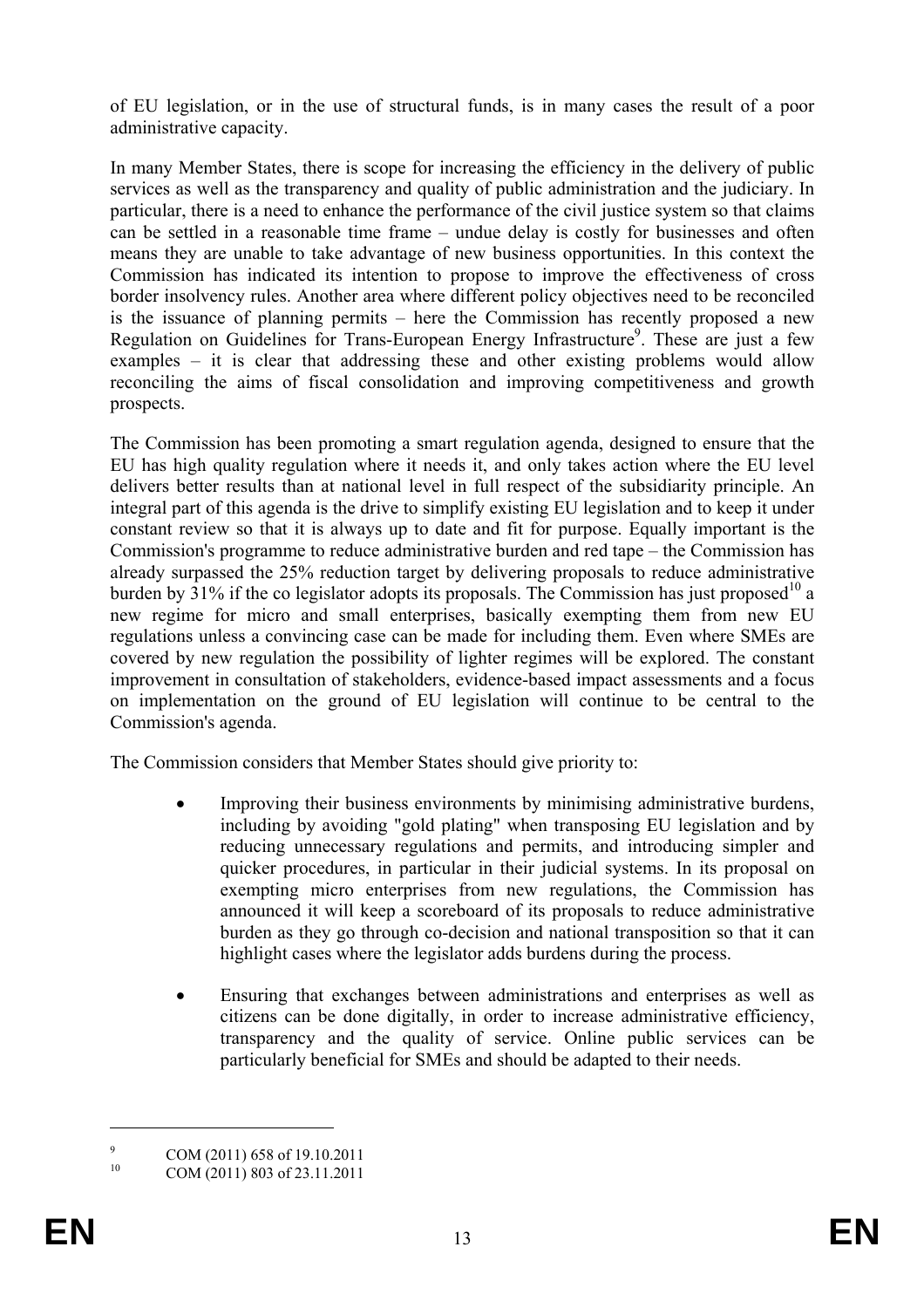of EU legislation, or in the use of structural funds, is in many cases the result of a poor administrative capacity.

In many Member States, there is scope for increasing the efficiency in the delivery of public services as well as the transparency and quality of public administration and the judiciary. In particular, there is a need to enhance the performance of the civil justice system so that claims can be settled in a reasonable time frame – undue delay is costly for businesses and often means they are unable to take advantage of new business opportunities. In this context the Commission has indicated its intention to propose to improve the effectiveness of cross border insolvency rules. Another area where different policy objectives need to be reconciled is the issuance of planning permits – here the Commission has recently proposed a new Regulation on Guidelines for Trans-European Energy Infrastructure[9]. These are just a few examples – it is clear that addressing these and other existing problems would allow reconciling the aims of fiscal consolidation and improving competitiveness and growth prospects.

The Commission has been promoting a smart regulation agenda, designed to ensure that the EU has high quality regulation where it needs it, and only takes action where the EU level delivers better results than at national level in full respect of the subsidiarity principle. An integral part of this agenda is the drive to simplify existing EU legislation and to keep it under constant review so that it is always up to date and fit for purpose. Equally important is the Commission's programme to reduce administrative burden and red tape – the Commission has already surpassed the 25% reduction target by delivering proposals to reduce administrative burden by 31% if the co legislator adopts its proposals. The Commission has just proposed[10] a new regime for micro and small enterprises, basically exempting them from new EU regulations unless a convincing case can be made for including them. Even where SMEs are covered by new regulation the possibility of lighter regimes will be explored. The constant improvement in consultation of stakeholders, evidence-based impact assessments and a focus on implementation on the ground of EU legislation will continue to be central to the Commission's agenda.

The Commission considers that Member States should give priority to:

- Improving their business environments by minimising administrative burdens, including by avoiding "gold plating" when transposing EU legislation and by reducing unnecessary regulations and permits, and introducing simpler and quicker procedures, in particular in their judicial systems. In its proposal on exempting micro enterprises from new regulations, the Commission has announced it will keep a scoreboard of its proposals to reduce administrative burden as they go through co-decision and national transposition so that it can highlight cases where the legislator adds burdens during the process.

- Ensuring that exchanges between administrations and enterprises as well as citizens can be done digitally, in order to increase administrative efficiency, transparency and the quality of service. Online public services can be particularly beneficial for SMEs and should be adapted to their needs.

---

[9] COM (2011) 658 of 19.10.2011

[10] COM (2011) 803 of 23.11.2011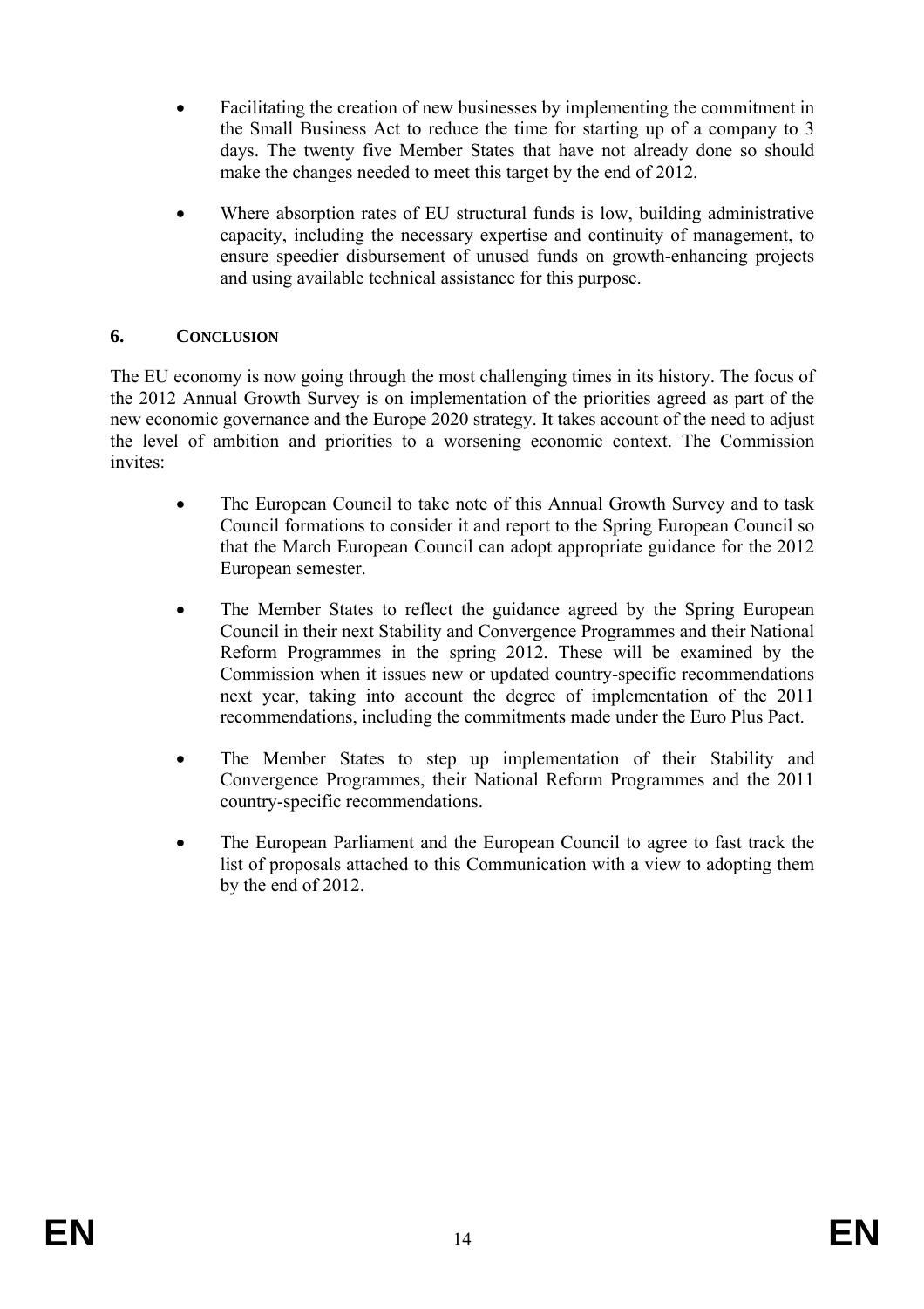- Facilitating the creation of new businesses by implementing the commitment in the Small Business Act to reduce the time for starting up of a company to 3 days. The twenty five Member States that have not already done so should make the changes needed to meet this target by the end of 2012.

- Where absorption rates of EU structural funds is low, building administrative capacity, including the necessary expertise and continuity of management, to ensure speedier disbursement of unused funds on growth-enhancing projects and using available technical assistance for this purpose.

## 6. CONCLUSION

The EU economy is now going through the most challenging times in its history. The focus of the 2012 Annual Growth Survey is on implementation of the priorities agreed as part of the new economic governance and the Europe 2020 strategy. It takes account of the need to adjust the level of ambition and priorities to a worsening economic context. The Commission invites:

- The European Council to take note of this Annual Growth Survey and to task Council formations to consider it and report to the Spring European Council so that the March European Council can adopt appropriate guidance for the 2012 European semester.

- The Member States to reflect the guidance agreed by the Spring European Council in their next Stability and Convergence Programmes and their National Reform Programmes in the spring 2012. These will be examined by the Commission when it issues new or updated country-specific recommendations next year, taking into account the degree of implementation of the 2011 recommendations, including the commitments made under the Euro Plus Pact.

- The Member States to step up implementation of their Stability and Convergence Programmes, their National Reform Programmes and the 2011 country-specific recommendations.

- The European Parliament and the European Council to agree to fast track the list of proposals attached to this Communication with a view to adopting them by the end of 2012.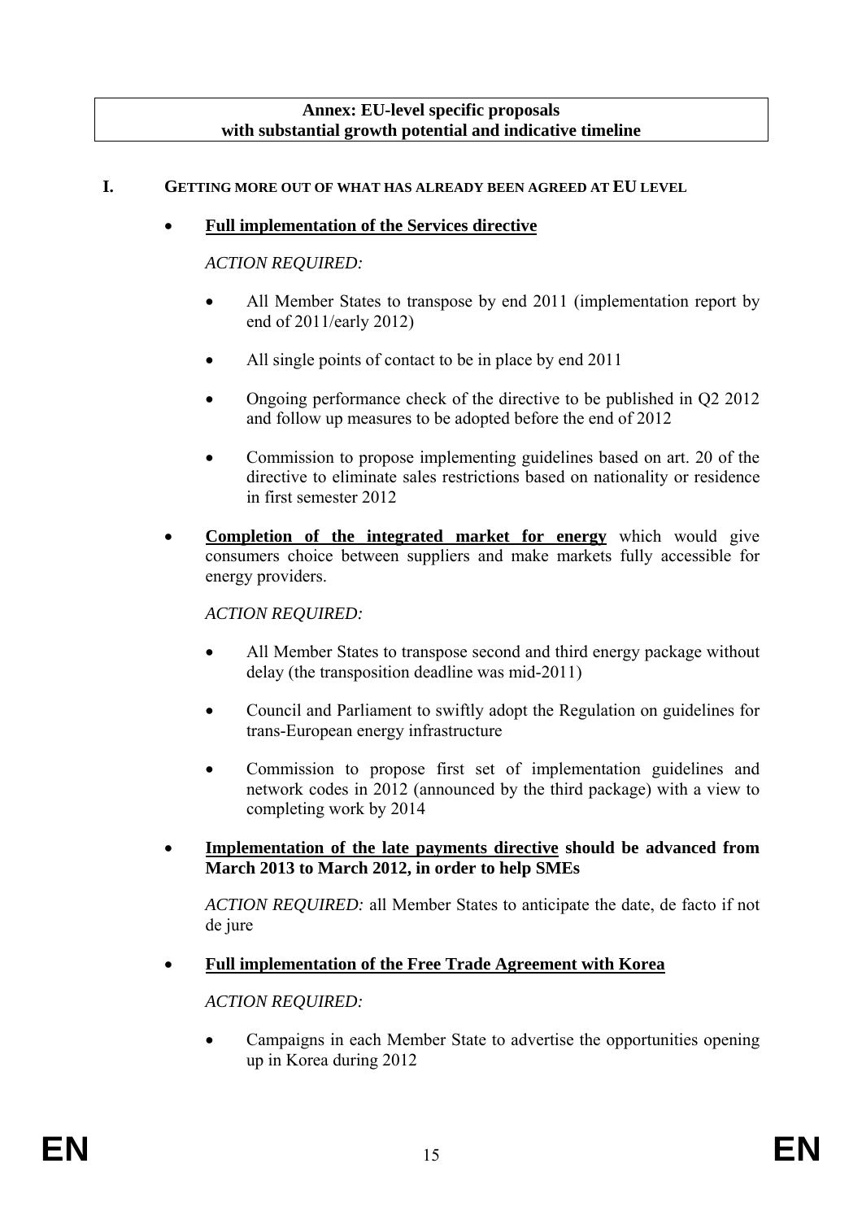**Annex: EU-level specific proposals with substantial growth potential and indicative timeline**

## I. GETTING MORE OUT OF WHAT HAS ALREADY BEEN AGREED AT EU LEVEL

- **<u>Full implementation of the Services directive</u>**

  *ACTION REQUIRED:*

  - All Member States to transpose by end 2011 (implementation report by end of 2011/early 2012)
  - All single points of contact to be in place by end 2011
  - Ongoing performance check of the directive to be published in Q2 2012 and follow up measures to be adopted before the end of 2012
  - Commission to propose implementing guidelines based on art. 20 of the directive to eliminate sales restrictions based on nationality or residence in first semester 2012

- **<u>Completion of the integrated market for energy</u>** which would give consumers choice between suppliers and make markets fully accessible for energy providers.

  *ACTION REQUIRED:*

  - All Member States to transpose second and third energy package without delay (the transposition deadline was mid-2011)
  - Council and Parliament to swiftly adopt the Regulation on guidelines for trans-European energy infrastructure
  - Commission to propose first set of implementation guidelines and network codes in 2012 (announced by the third package) with a view to completing work by 2014

- **<u>Implementation of the late payments directive</u> should be advanced from March 2013 to March 2012, in order to help SMEs**

  *ACTION REQUIRED:* all Member States to anticipate the date, de facto if not de jure

- **<u>Full implementation of the Free Trade Agreement with Korea</u>**

  *ACTION REQUIRED:*

  - Campaigns in each Member State to advertise the opportunities opening up in Korea during 2012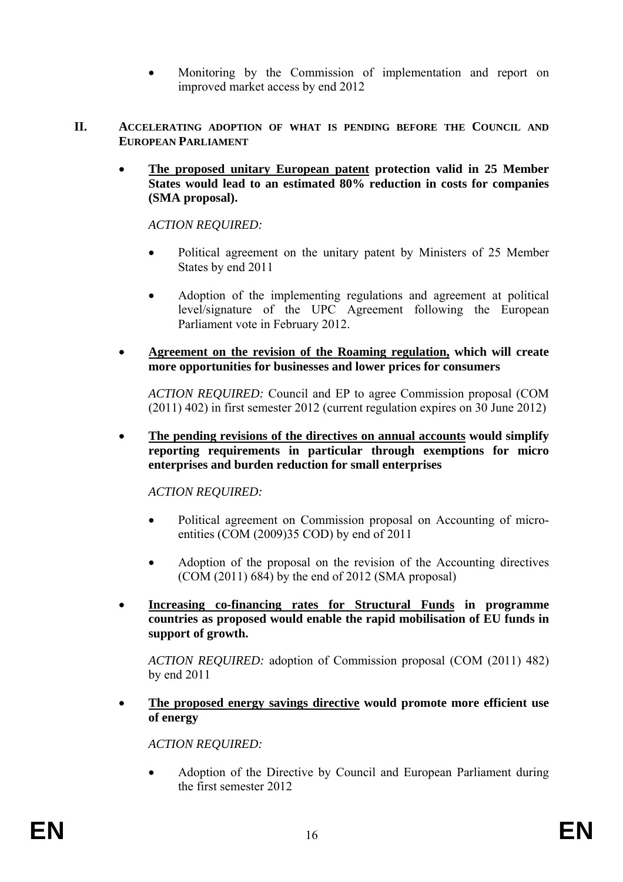- Monitoring by the Commission of implementation and report on improved market access by end 2012

## II. ACCELERATING ADOPTION OF WHAT IS PENDING BEFORE THE COUNCIL AND EUROPEAN PARLIAMENT

- **<u>The proposed unitary European patent</u> protection valid in 25 Member States would lead to an estimated 80% reduction in costs for companies (SMA proposal).**

  *ACTION REQUIRED:*

  - Political agreement on the unitary patent by Ministers of 25 Member States by end 2011
  - Adoption of the implementing regulations and agreement at political level/signature of the UPC Agreement following the European Parliament vote in February 2012.

- **<u>Agreement on the revision of the Roaming regulation,</u> which will create more opportunities for businesses and lower prices for consumers**

  *ACTION REQUIRED:* Council and EP to agree Commission proposal (COM (2011) 402) in first semester 2012 (current regulation expires on 30 June 2012)

- **<u>The pending revisions of the directives on annual accounts</u> would simplify reporting requirements in particular through exemptions for micro enterprises and burden reduction for small enterprises**

  *ACTION REQUIRED:*

  - Political agreement on Commission proposal on Accounting of micro-entities (COM (2009)35 COD) by end of 2011
  - Adoption of the proposal on the revision of the Accounting directives (COM (2011) 684) by the end of 2012 (SMA proposal)

- **<u>Increasing co-financing rates for Structural Funds</u> in programme countries as proposed would enable the rapid mobilisation of EU funds in support of growth.**

  *ACTION REQUIRED:* adoption of Commission proposal (COM (2011) 482) by end 2011

- **<u>The proposed energy savings directive</u> would promote more efficient use of energy**

  *ACTION REQUIRED:*

  - Adoption of the Directive by Council and European Parliament during the first semester 2012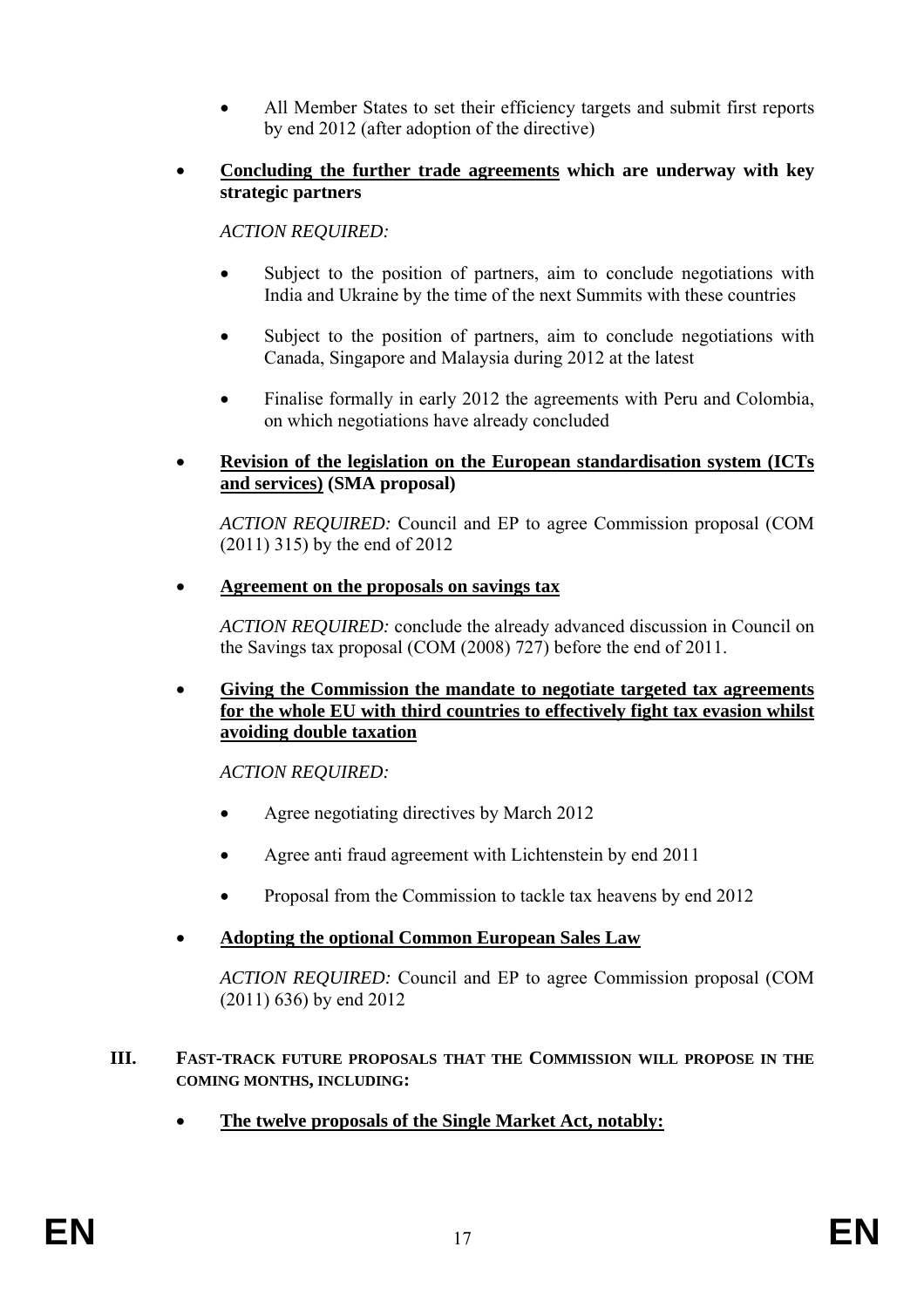- All Member States to set their efficiency targets and submit first reports by end 2012 (after adoption of the directive)

- **<u>Concluding the further trade agreements</u> which are underway with key strategic partners**

  *ACTION REQUIRED:*

  - Subject to the position of partners, aim to conclude negotiations with India and Ukraine by the time of the next Summits with these countries

  - Subject to the position of partners, aim to conclude negotiations with Canada, Singapore and Malaysia during 2012 at the latest

  - Finalise formally in early 2012 the agreements with Peru and Colombia, on which negotiations have already concluded

- **<u>Revision of the legislation on the European standardisation system (ICTs and services)</u> (SMA proposal)**

  *ACTION REQUIRED:* Council and EP to agree Commission proposal (COM (2011) 315) by the end of 2012

- **<u>Agreement on the proposals on savings tax</u>**

  *ACTION REQUIRED:* conclude the already advanced discussion in Council on the Savings tax proposal (COM (2008) 727) before the end of 2011.

- **<u>Giving the Commission the mandate to negotiate targeted tax agreements for the whole EU with third countries to effectively fight tax evasion whilst avoiding double taxation</u>**

  *ACTION REQUIRED:*

  - Agree negotiating directives by March 2012

  - Agree anti fraud agreement with Lichtenstein by end 2011

  - Proposal from the Commission to tackle tax heavens by end 2012

- **<u>Adopting the optional Common European Sales Law</u>**

  *ACTION REQUIRED:* Council and EP to agree Commission proposal (COM (2011) 636) by end 2012

## III. FAST-TRACK FUTURE PROPOSALS THAT THE COMMISSION WILL PROPOSE IN THE COMING MONTHS, INCLUDING:

- **<u>The twelve proposals of the Single Market Act, notably:</u>**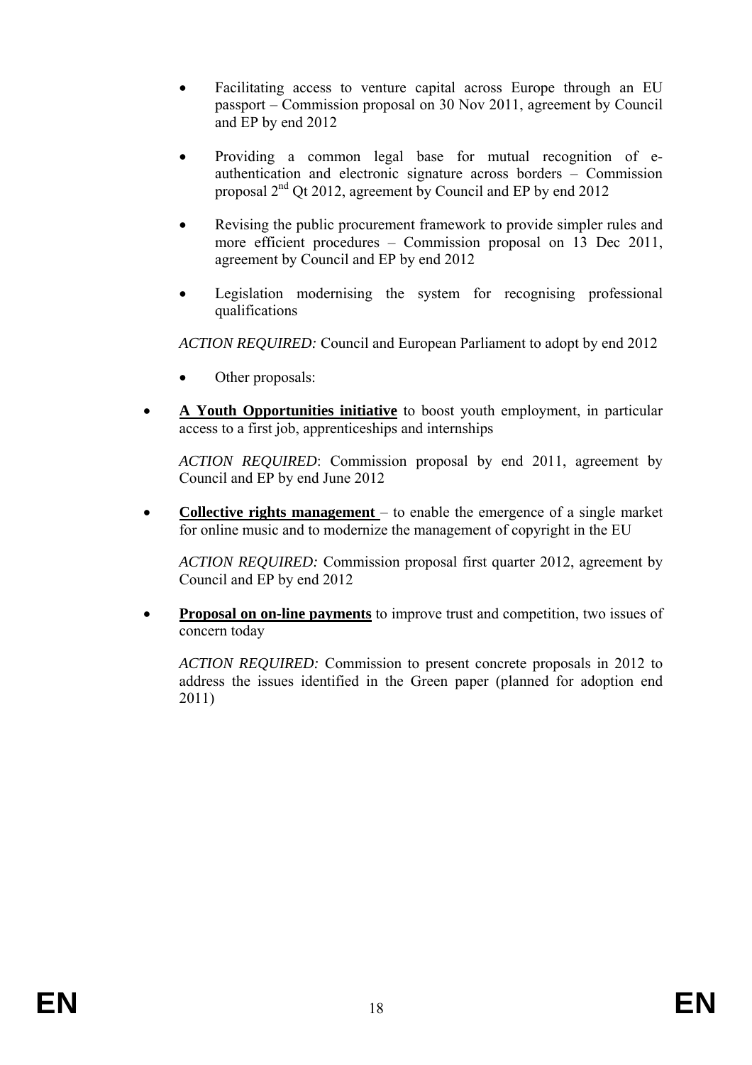- Facilitating access to venture capital across Europe through an EU passport – Commission proposal on 30 Nov 2011, agreement by Council and EP by end 2012

- Providing a common legal base for mutual recognition of e-authentication and electronic signature across borders – Commission proposal 2nd Qt 2012, agreement by Council and EP by end 2012

- Revising the public procurement framework to provide simpler rules and more efficient procedures – Commission proposal on 13 Dec 2011, agreement by Council and EP by end 2012

- Legislation modernising the system for recognising professional qualifications

  *ACTION REQUIRED:* Council and European Parliament to adopt by end 2012

- Other proposals:

- **A Youth Opportunities initiative** to boost youth employment, in particular access to a first job, apprenticeships and internships

  *ACTION REQUIRED*: Commission proposal by end 2011, agreement by Council and EP by end June 2012

- **Collective rights management** – to enable the emergence of a single market for online music and to modernize the management of copyright in the EU

  *ACTION REQUIRED:* Commission proposal first quarter 2012, agreement by Council and EP by end 2012

- **Proposal on on-line payments** to improve trust and competition, two issues of concern today

  *ACTION REQUIRED:* Commission to present concrete proposals in 2012 to address the issues identified in the Green paper (planned for adoption end 2011)